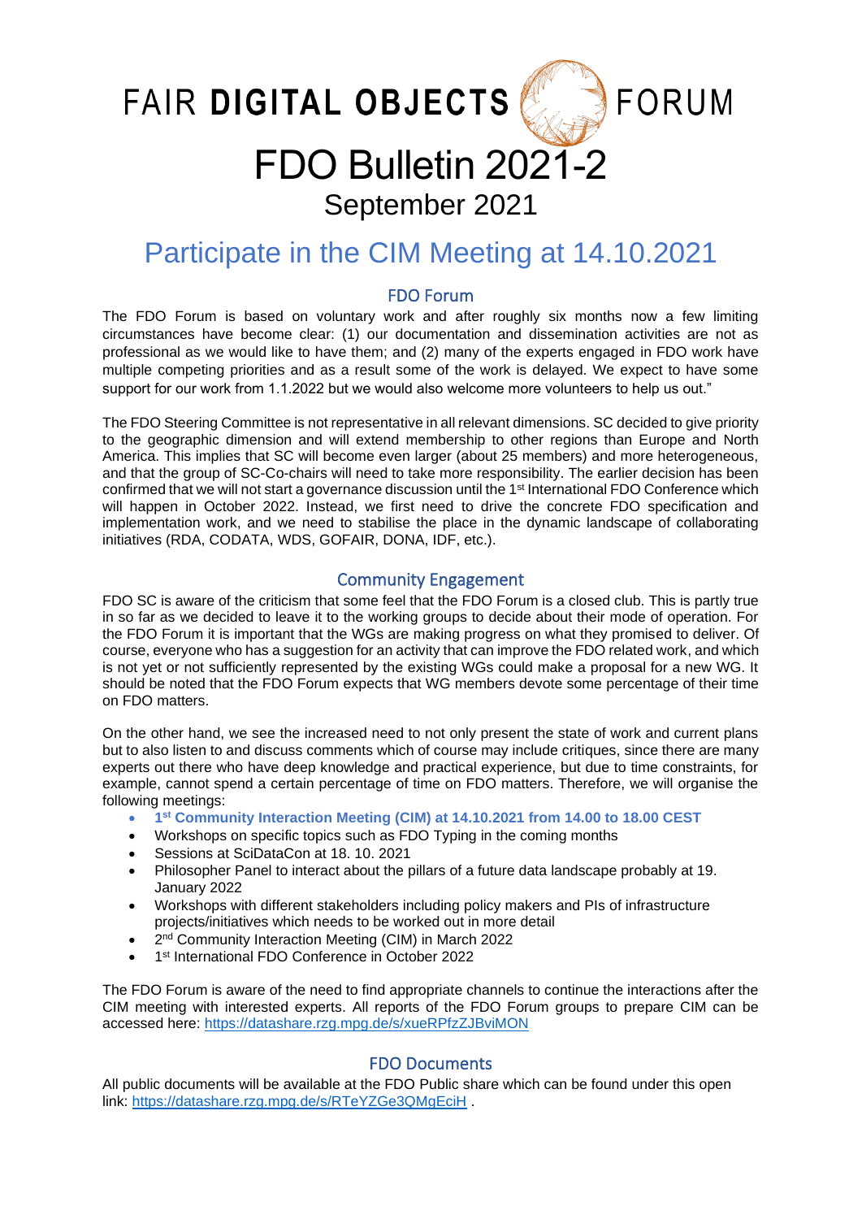# FAIR DIGITAL OBJECTS FORUM

# FDO Bulletin 2021-2

September 2021

## Participate in the CIM Meeting at 14.10.2021

### FDO Forum

The FDO Forum is based on voluntary work and after roughly six months now a few limiting circumstances have become clear: (1) our documentation and dissemination activities are not as professional as we would like to have them; and (2) many of the experts engaged in FDO work have multiple competing priorities and as a result some of the work is delayed. We expect to have some support for our work from 1.1.2022 but we would also welcome more volunteers to help us out."

The FDO Steering Committee is not representative in all relevant dimensions. SC decided to give priority to the geographic dimension and will extend membership to other regions than Europe and North America. This implies that SC will become even larger (about 25 members) and more heterogeneous, and that the group of SC-Co-chairs will need to take more responsibility. The earlier decision has been confirmed that we will not start a governance discussion until the 1st International FDO Conference which will happen in October 2022. Instead, we first need to drive the concrete FDO specification and implementation work, and we need to stabilise the place in the dynamic landscape of collaborating initiatives (RDA, CODATA, WDS, GOFAIR, DONA, IDF, etc.).

### Community Engagement

FDO SC is aware of the criticism that some feel that the FDO Forum is a closed club. This is partly true in so far as we decided to leave it to the working groups to decide about their mode of operation. For the FDO Forum it is important that the WGs are making progress on what they promised to deliver. Of course, everyone who has a suggestion for an activity that can improve the FDO related work, and which is not yet or not sufficiently represented by the existing WGs could make a proposal for a new WG. It should be noted that the FDO Forum expects that WG members devote some percentage of their time on FDO matters.

On the other hand, we see the increased need to not only present the state of work and current plans but to also listen to and discuss comments which of course may include critiques, since there are many experts out there who have deep knowledge and practical experience, but due to time constraints, for example, cannot spend a certain percentage of time on FDO matters. Therefore, we will organise the following meetings:

- **1st Community Interaction Meeting (CIM) at 14.10.2021 from 14.00 to 18.00 CEST**
- Workshops on specific topics such as FDO Typing in the coming months
- Sessions at SciDataCon at 18. 10. 2021
- Philosopher Panel to interact about the pillars of a future data landscape probably at 19. January 2022
- Workshops with different stakeholders including policy makers and PIs of infrastructure projects/initiatives which needs to be worked out in more detail
- 2nd Community Interaction Meeting (CIM) in March 2022
- 1st International FDO Conference in October 2022

The FDO Forum is aware of the need to find appropriate channels to continue the interactions after the CIM meeting with interested experts. All reports of the FDO Forum groups to prepare CIM can be accessed here: https://datashare.rzg.mpg.de/s/xueRPfzZJBviMON

### FDO Documents

All public documents will be available at the FDO Public share which can be found under this open link: https://datashare.rzg.mpg.de/s/RTeYZGe3QMgEciH .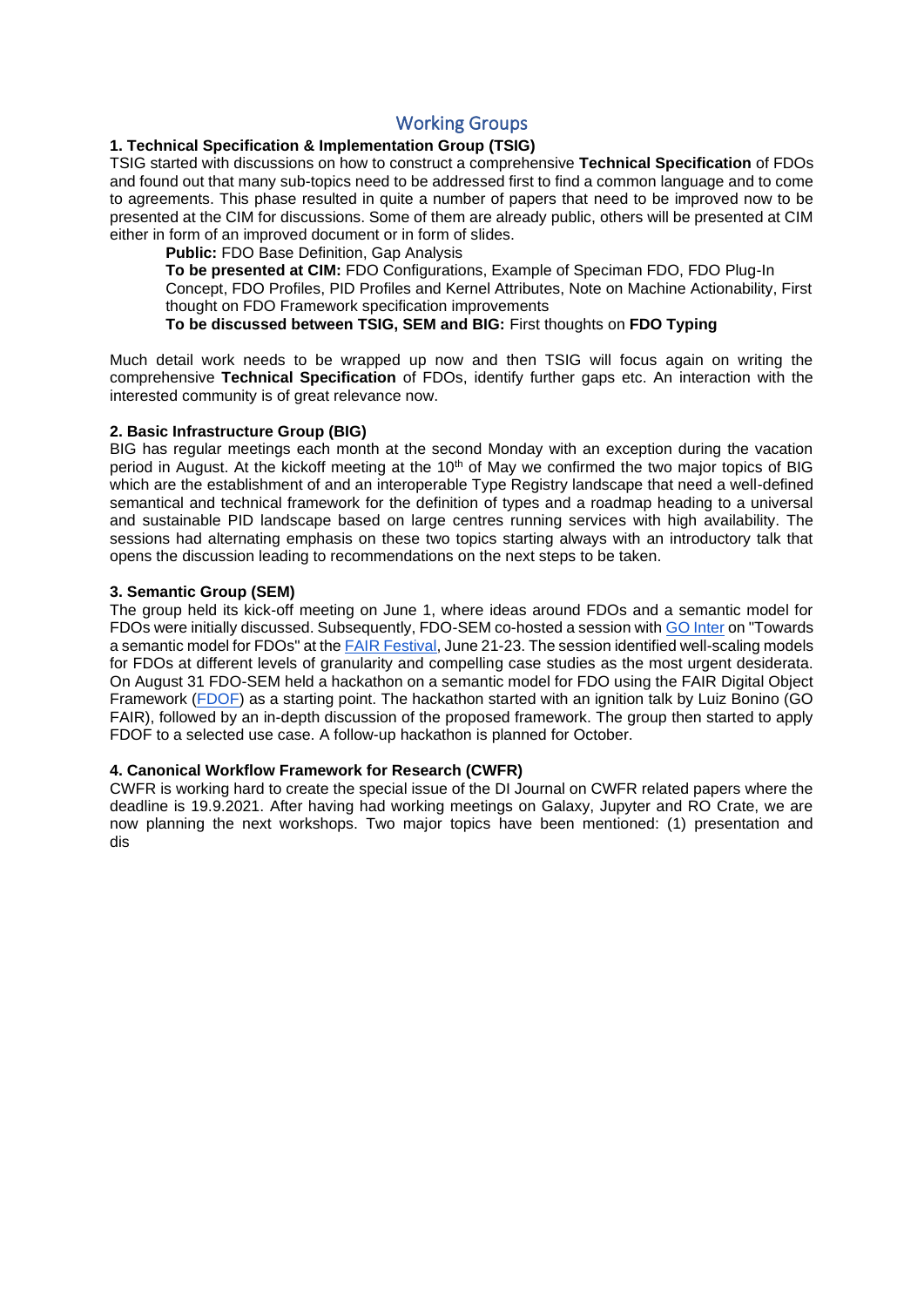## Working Groups

### 1. Technical Specification & Implementation Group (TSIG)

TSIG started with discussions on how to construct a comprehensive **Technical Specification** of FDOs and found out that many sub-topics need to be addressed first to find a common language and to come to agreements. This phase resulted in quite a number of papers that need to be improved now to be presented at the CIM for discussions. Some of them are already public, others will be presented at CIM either in form of an improved document or in form of slides.

> **Public:** FDO Base Definition, Gap Analysis
>
> **To be presented at CIM:** FDO Configurations, Example of Speciman FDO, FDO Plug-In Concept, FDO Profiles, PID Profiles and Kernel Attributes, Note on Machine Actionability, First thought on FDO Framework specification improvements
>
> **To be discussed between TSIG, SEM and BIG:** First thoughts on **FDO Typing**

Much detail work needs to be wrapped up now and then TSIG will focus again on writing the comprehensive **Technical Specification** of FDOs, identify further gaps etc. An interaction with the interested community is of great relevance now.

### 2. Basic Infrastructure Group (BIG)

BIG has regular meetings each month at the second Monday with an exception during the vacation period in August. At the kickoff meeting at the 10th of May we confirmed the two major topics of BIG which are the establishment of and an interoperable Type Registry landscape that need a well-defined semantical and technical framework for the definition of types and a roadmap heading to a universal and sustainable PID landscape based on large centres running services with high availability. The sessions had alternating emphasis on these two topics starting always with an introductory talk that opens the discussion leading to recommendations on the next steps to be taken.

### 3. Semantic Group (SEM)

The group held its kick-off meeting on June 1, where ideas around FDOs and a semantic model for FDOs were initially discussed. Subsequently, FDO-SEM co-hosted a session with GO Inter on "Towards a semantic model for FDOs" at the FAIR Festival, June 21-23. The session identified well-scaling models for FDOs at different levels of granularity and compelling case studies as the most urgent desiderata. On August 31 FDO-SEM held a hackathon on a semantic model for FDO using the FAIR Digital Object Framework (FDOF) as a starting point. The hackathon started with an ignition talk by Luiz Bonino (GO FAIR), followed by an in-depth discussion of the proposed framework. The group then started to apply FDOF to a selected use case. A follow-up hackathon is planned for October.

### 4. Canonical Workflow Framework for Research (CWFR)

CWFR is working hard to create the special issue of the DI Journal on CWFR related papers where the deadline is 19.9.2021. After having had working meetings on Galaxy, Jupyter and RO Crate, we are now planning the next workshops. Two major topics have been mentioned: (1) presentation and dis